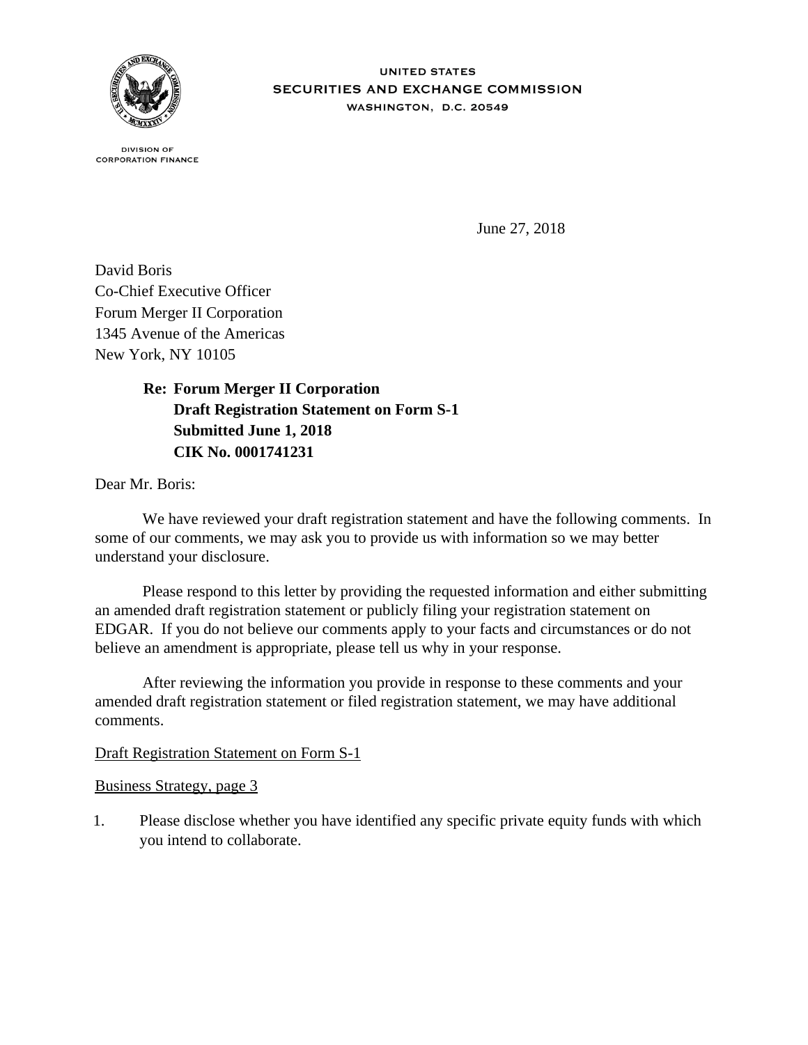UNITED STATES
SECURITIES AND EXCHANGE COMMISSION
WASHINGTON, D.C. 20549

DIVISION OF
CORPORATION FINANCE

June 27, 2018

David Boris
Co-Chief Executive Officer
Forum Merger II Corporation
1345 Avenue of the Americas
New York, NY 10105

**Re: Forum Merger II Corporation**
**Draft Registration Statement on Form S-1**
**Submitted June 1, 2018**
**CIK No. 0001741231**

Dear Mr. Boris:

We have reviewed your draft registration statement and have the following comments. In some of our comments, we may ask you to provide us with information so we may better understand your disclosure.

Please respond to this letter by providing the requested information and either submitting an amended draft registration statement or publicly filing your registration statement on EDGAR. If you do not believe our comments apply to your facts and circumstances or do not believe an amendment is appropriate, please tell us why in your response.

After reviewing the information you provide in response to these comments and your amended draft registration statement or filed registration statement, we may have additional comments.

<u>Draft Registration Statement on Form S-1</u>

<u>Business Strategy, page 3</u>

1. Please disclose whether you have identified any specific private equity funds with which you intend to collaborate.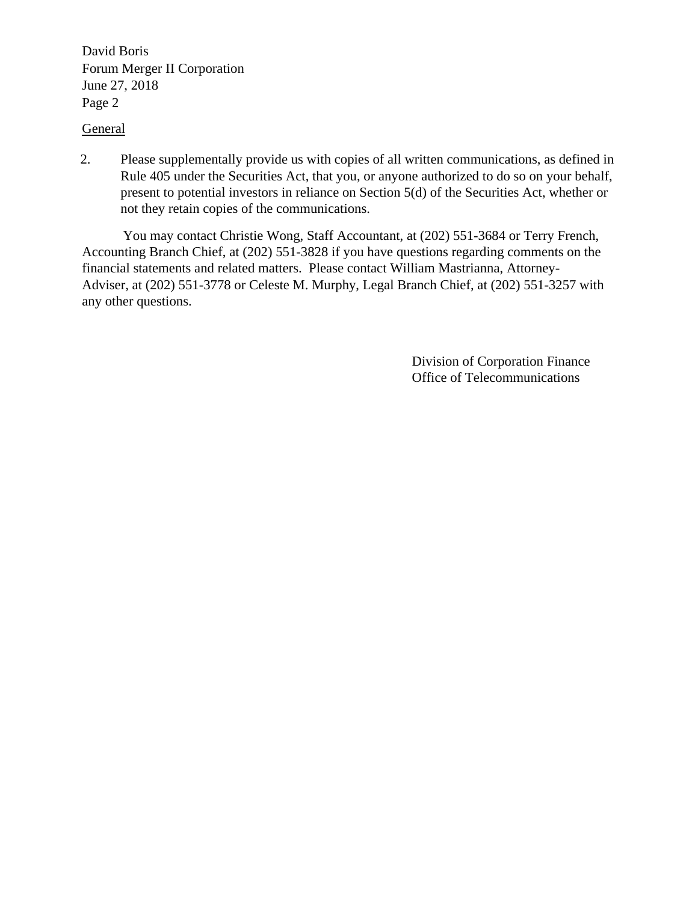General

2. Please supplementally provide us with copies of all written communications, as defined in Rule 405 under the Securities Act, that you, or anyone authorized to do so on your behalf, present to potential investors in reliance on Section 5(d) of the Securities Act, whether or not they retain copies of the communications.

You may contact Christie Wong, Staff Accountant, at (202) 551-3684 or Terry French, Accounting Branch Chief, at (202) 551-3828 if you have questions regarding comments on the financial statements and related matters. Please contact William Mastrianna, Attorney-Adviser, at (202) 551-3778 or Celeste M. Murphy, Legal Branch Chief, at (202) 551-3257 with any other questions.

Division of Corporation Finance
Office of Telecommunications